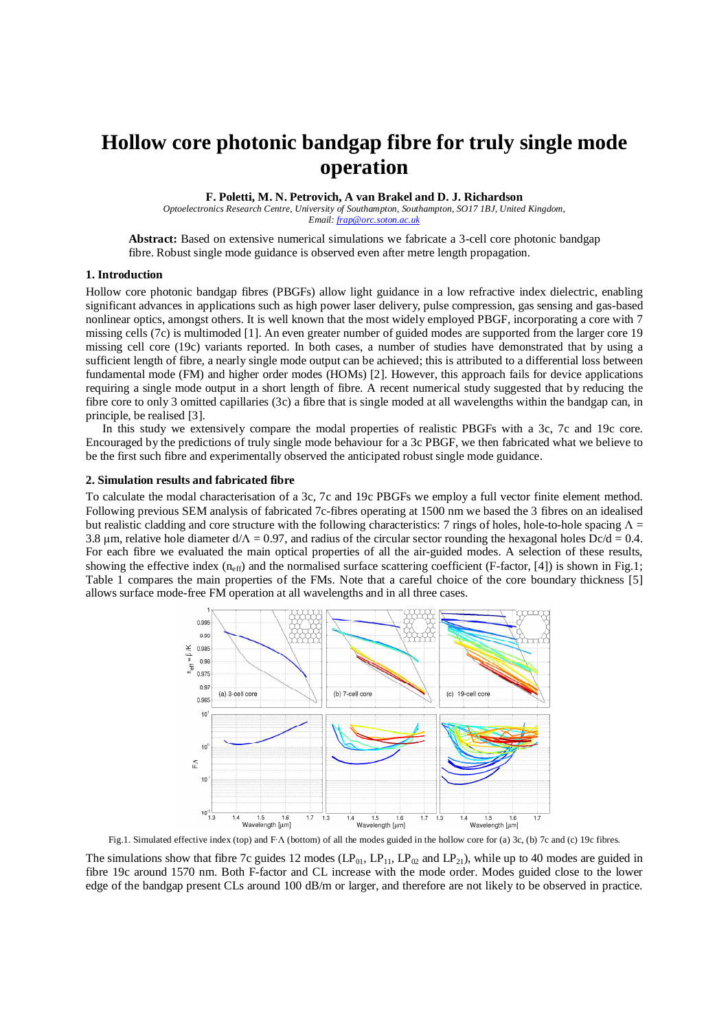# Hollow core photonic bandgap fibre for truly single mode operation

**F. Poletti, M. N. Petrovich, A van Brakel and D. J. Richardson**

*Optoelectronics Research Centre, University of Southampton, Southampton, SO17 1BJ, United Kingdom,*
*Email: frap@orc.soton.ac.uk*

**Abstract:** Based on extensive numerical simulations we fabricate a 3-cell core photonic bandgap fibre. Robust single mode guidance is observed even after metre length propagation.

## 1. Introduction

Hollow core photonic bandgap fibres (PBGFs) allow light guidance in a low refractive index dielectric, enabling significant advances in applications such as high power laser delivery, pulse compression, gas sensing and gas-based nonlinear optics, amongst others. It is well known that the most widely employed PBGF, incorporating a core with 7 missing cells (7c) is multimoded [1]. An even greater number of guided modes are supported from the larger core 19 missing cell core (19c) variants reported. In both cases, a number of studies have demonstrated that by using a sufficient length of fibre, a nearly single mode output can be achieved; this is attributed to a differential loss between fundamental mode (FM) and higher order modes (HOMs) [2]. However, this approach fails for device applications requiring a single mode output in a short length of fibre. A recent numerical study suggested that by reducing the fibre core to only 3 omitted capillaries (3c) a fibre that is single moded at all wavelengths within the bandgap can, in principle, be realised [3].

In this study we extensively compare the modal properties of realistic PBGFs with a 3c, 7c and 19c core. Encouraged by the predictions of truly single mode behaviour for a 3c PBGF, we then fabricated what we believe to be the first such fibre and experimentally observed the anticipated robust single mode guidance.

## 2. Simulation results and fabricated fibre

To calculate the modal characterisation of a 3c, 7c and 19c PBGFs we employ a full vector finite element method. Following previous SEM analysis of fabricated 7c-fibres operating at 1500 nm we based the 3 fibres on an idealised but realistic cladding and core structure with the following characteristics: 7 rings of holes, hole-to-hole spacing $\Lambda$ = 3.8 µm, relative hole diameter $d/\Lambda = 0.97$, and radius of the circular sector rounding the hexagonal holes $Dc/d = 0.4$. For each fibre we evaluated the main optical properties of all the air-guided modes. A selection of these results, showing the effective index ($n_{eff}$) and the normalised surface scattering coefficient (F-factor, [4]) is shown in Fig.1; Table 1 compares the main properties of the FMs. Note that a careful choice of the core boundary thickness [5] allows surface mode-free FM operation at all wavelengths and in all three cases.

Fig.1. Simulated effective index (top) and F·Λ (bottom) of all the modes guided in the hollow core for (a) 3c, (b) 7c and (c) 19c fibres.

The simulations show that fibre 7c guides 12 modes ($LP_{01}$, $LP_{11}$, $LP_{02}$ and $LP_{21}$), while up to 40 modes are guided in fibre 19c around 1570 nm. Both F-factor and CL increase with the mode order. Modes guided close to the lower edge of the bandgap present CLs around 100 dB/m or larger, and therefore are not likely to be observed in practice.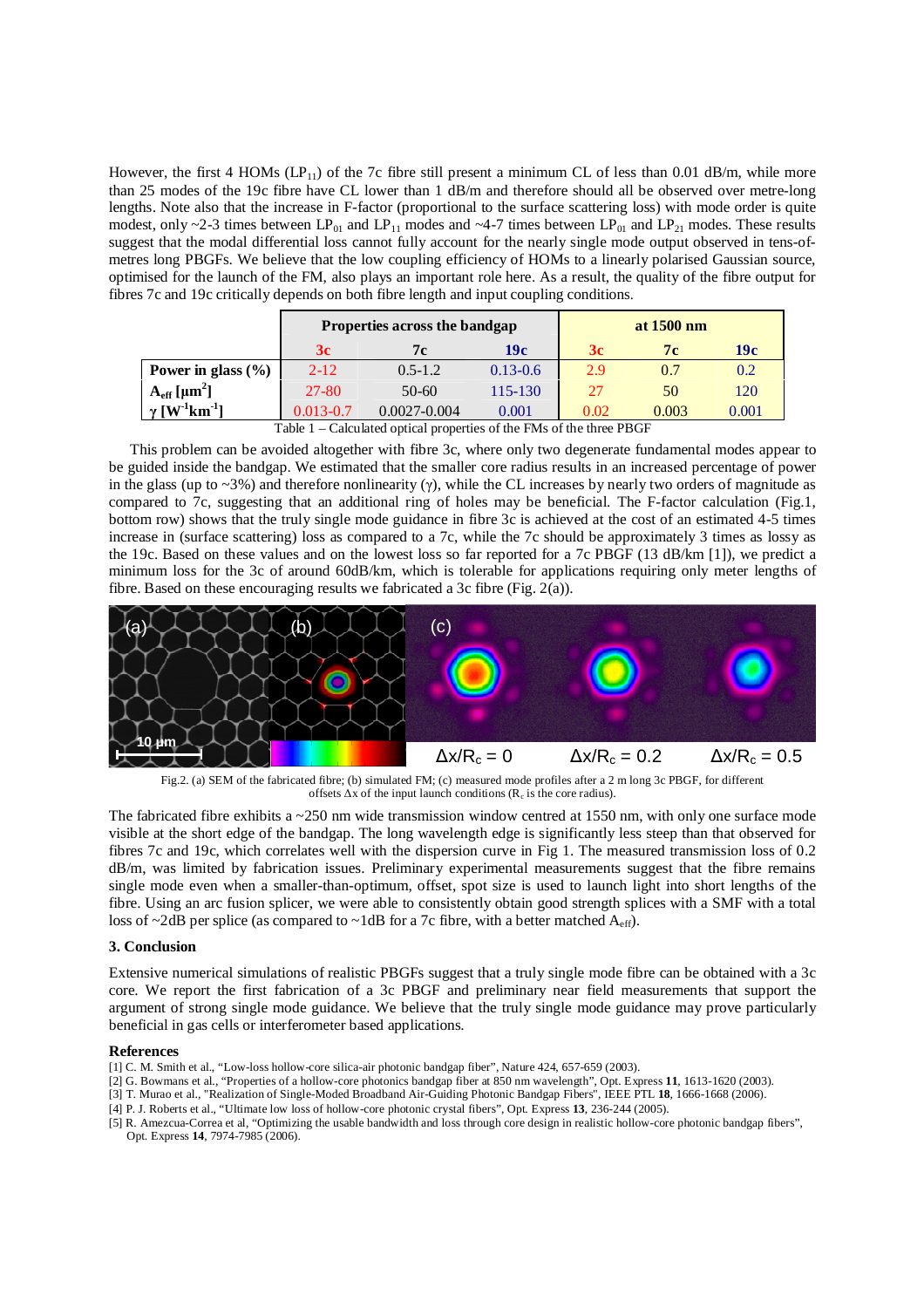However, the first 4 HOMs ($LP_{11}$) of the 7c fibre still present a minimum CL of less than 0.01 dB/m, while more than 25 modes of the 19c fibre have CL lower than 1 dB/m and therefore should all be observed over metre-long lengths. Note also that the increase in F-factor (proportional to the surface scattering loss) with mode order is quite modest, only ~2-3 times between $LP_{01}$ and $LP_{11}$ modes and ~4-7 times between $LP_{01}$ and $LP_{21}$ modes. These results suggest that the modal differential loss cannot fully account for the nearly single mode output observed in tens-of-metres long PBGFs. We believe that the low coupling efficiency of HOMs to a linearly polarised Gaussian source, optimised for the launch of the FM, also plays an important role here. As a result, the quality of the fibre output for fibres 7c and 19c critically depends on both fibre length and input coupling conditions.

| | Properties across the bandgap | | | at 1500 nm | | |
|---|---|---|---|---|---|---|
| | **3c** | **7c** | **19c** | **3c** | **7c** | **19c** |
| **Power in glass (%)** | 2-12 | 0.5-1.2 | 0.13-0.6 | 2.9 | 0.7 | 0.2 |
| **$A_{eff}$ [$\mu m^2$]** | 27-80 | 50-60 | 115-130 | 27 | 50 | 120 |
| **$\gamma$ [$W^{-1}km^{-1}$]** | 0.013-0.7 | 0.0027-0.004 | 0.001 | 0.02 | 0.003 | 0.001 |

Table 1 – Calculated optical properties of the FMs of the three PBGF

This problem can be avoided altogether with fibre 3c, where only two degenerate fundamental modes appear to be guided inside the bandgap. We estimated that the smaller core radius results in an increased percentage of power in the glass (up to ~3%) and therefore nonlinearity ($\gamma$), while the CL increases by nearly two orders of magnitude as compared to 7c, suggesting that an additional ring of holes may be beneficial. The F-factor calculation (Fig.1, bottom row) shows that the truly single mode guidance in fibre 3c is achieved at the cost of an estimated 4-5 times increase in (surface scattering) loss as compared to a 7c, while the 7c should be approximately 3 times as lossy as the 19c. Based on these values and on the lowest loss so far reported for a 7c PBGF (13 dB/km [1]), we predict a minimum loss for the 3c of around 60dB/km, which is tolerable for applications requiring only meter lengths of fibre. Based on these encouraging results we fabricated a 3c fibre (Fig. 2(a)).

(a) (b) (c)

10 µm

$\Delta x/R_c = 0$  $\Delta x/R_c = 0.2$  $\Delta x/R_c = 0.5$

Fig.2. (a) SEM of the fabricated fibre; (b) simulated FM; (c) measured mode profiles after a 2 m long 3c PBGF, for different offsets $\Delta x$ of the input launch conditions ($R_c$ is the core radius).

The fabricated fibre exhibits a ~250 nm wide transmission window centred at 1550 nm, with only one surface mode visible at the short edge of the bandgap. The long wavelength edge is significantly less steep than that observed for fibres 7c and 19c, which correlates well with the dispersion curve in Fig 1. The measured transmission loss of 0.2 dB/m, was limited by fabrication issues. Preliminary experimental measurements suggest that the fibre remains single mode even when a smaller-than-optimum, offset, spot size is used to launch light into short lengths of the fibre. Using an arc fusion splicer, we were able to consistently obtain good strength splices with a SMF with a total loss of ~2dB per splice (as compared to ~1dB for a 7c fibre, with a better matched $A_{eff}$).

### 3. Conclusion

Extensive numerical simulations of realistic PBGFs suggest that a truly single mode fibre can be obtained with a 3c core. We report the first fabrication of a 3c PBGF and preliminary near field measurements that support the argument of strong single mode guidance. We believe that the truly single mode guidance may prove particularly beneficial in gas cells or interferometer based applications.

### References

[1] C. M. Smith et al., "Low-loss hollow-core silica-air photonic bandgap fiber", Nature 424, 657-659 (2003).
[2] G. Bowmans et al., "Properties of a hollow-core photonics bandgap fiber at 850 nm wavelength", Opt. Express **11**, 1613-1620 (2003).
[3] T. Murao et al., "Realization of Single-Moded Broadband Air-Guiding Photonic Bandgap Fibers", IEEE PTL **18**, 1666-1668 (2006).
[4] P. J. Roberts et al., "Ultimate low loss of hollow-core photonic crystal fibers", Opt. Express **13**, 236-244 (2005).
[5] R. Amezcua-Correa et al, "Optimizing the usable bandwidth and loss through core design in realistic hollow-core photonic bandgap fibers", Opt. Express **14**, 7974-7985 (2006).